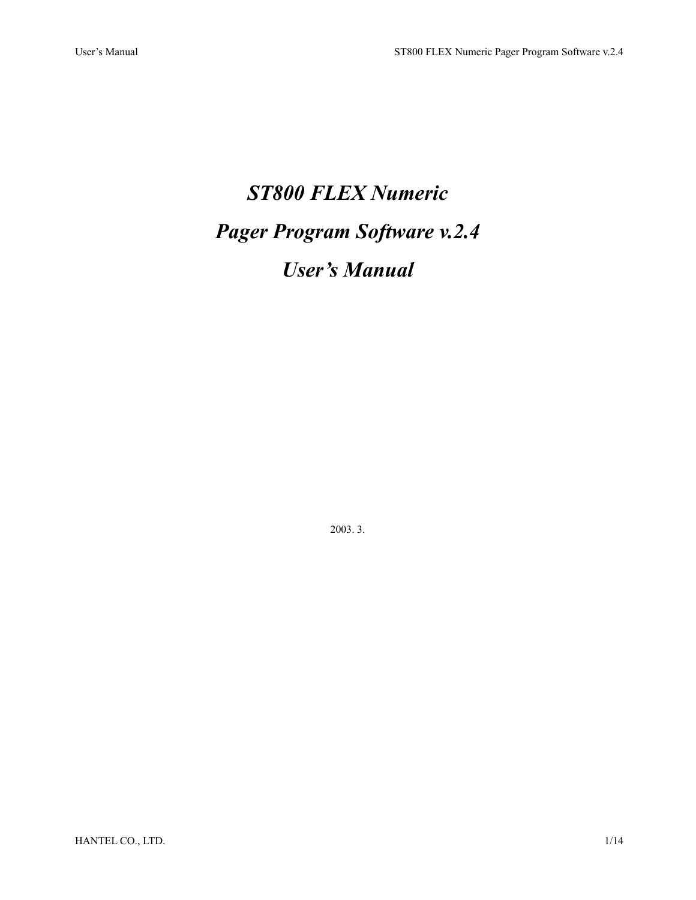# *ST800 FLEX Numeric*

# *Pager Program Software v.2.4*

# *User's Manual*

2003. 3.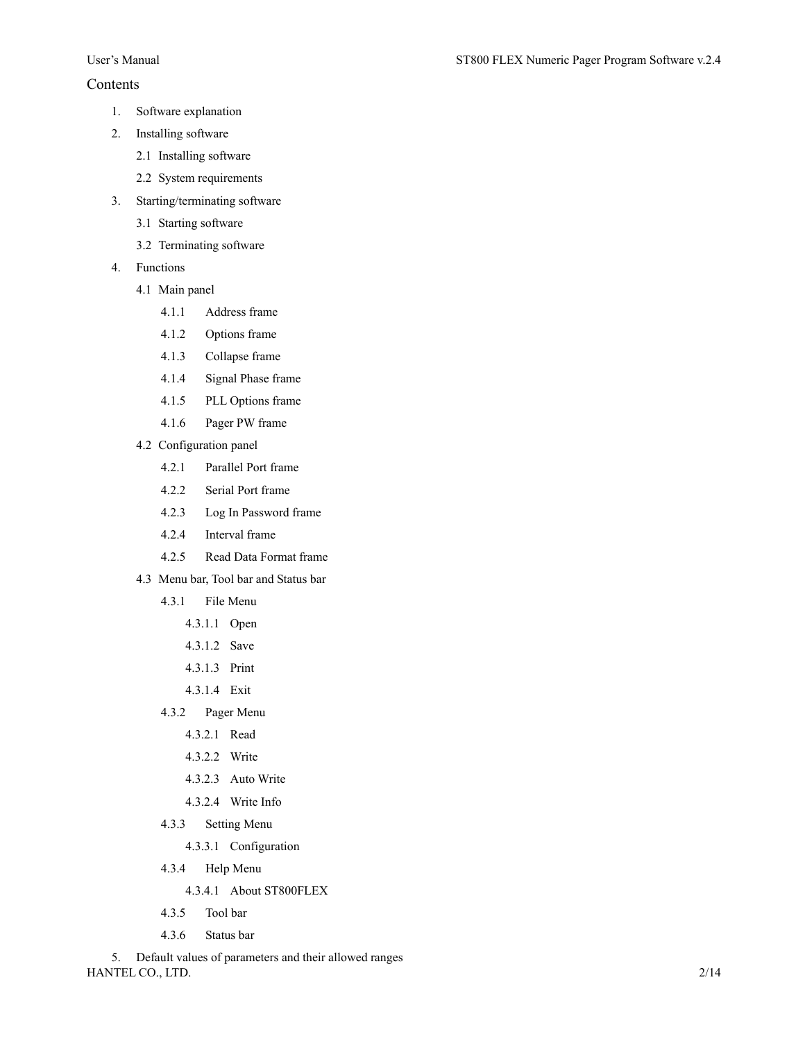# Contents

1. Software explanation
2. Installing software
   - 2.1 Installing software
   - 2.2 System requirements
3. Starting/terminating software
   - 3.1 Starting software
   - 3.2 Terminating software
4. Functions
   - 4.1 Main panel
     - 4.1.1 Address frame
     - 4.1.2 Options frame
     - 4.1.3 Collapse frame
     - 4.1.4 Signal Phase frame
     - 4.1.5 PLL Options frame
     - 4.1.6 Pager PW frame
   - 4.2 Configuration panel
     - 4.2.1 Parallel Port frame
     - 4.2.2 Serial Port frame
     - 4.2.3 Log In Password frame
     - 4.2.4 Interval frame
     - 4.2.5 Read Data Format frame
   - 4.3 Menu bar, Tool bar and Status bar
     - 4.3.1 File Menu
       - 4.3.1.1 Open
       - 4.3.1.2 Save
       - 4.3.1.3 Print
       - 4.3.1.4 Exit
     - 4.3.2 Pager Menu
       - 4.3.2.1 Read
       - 4.3.2.2 Write
       - 4.3.2.3 Auto Write
       - 4.3.2.4 Write Info
     - 4.3.3 Setting Menu
       - 4.3.3.1 Configuration
     - 4.3.4 Help Menu
       - 4.3.4.1 About ST800FLEX
     - 4.3.5 Tool bar
     - 4.3.6 Status bar
5. Default values of parameters and their allowed ranges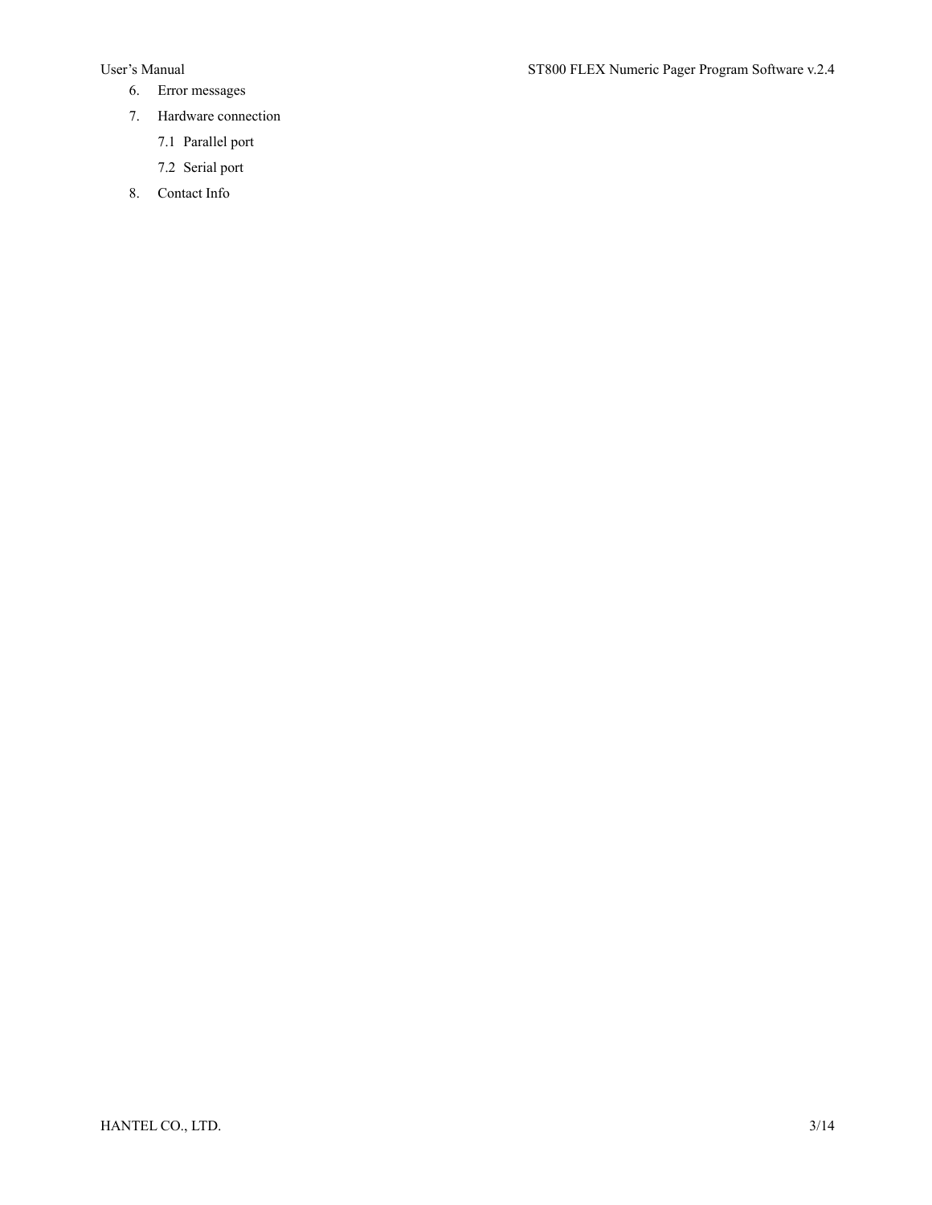6. Error messages
7. Hardware connection
   - 7.1 Parallel port
   - 7.2 Serial port
8. Contact Info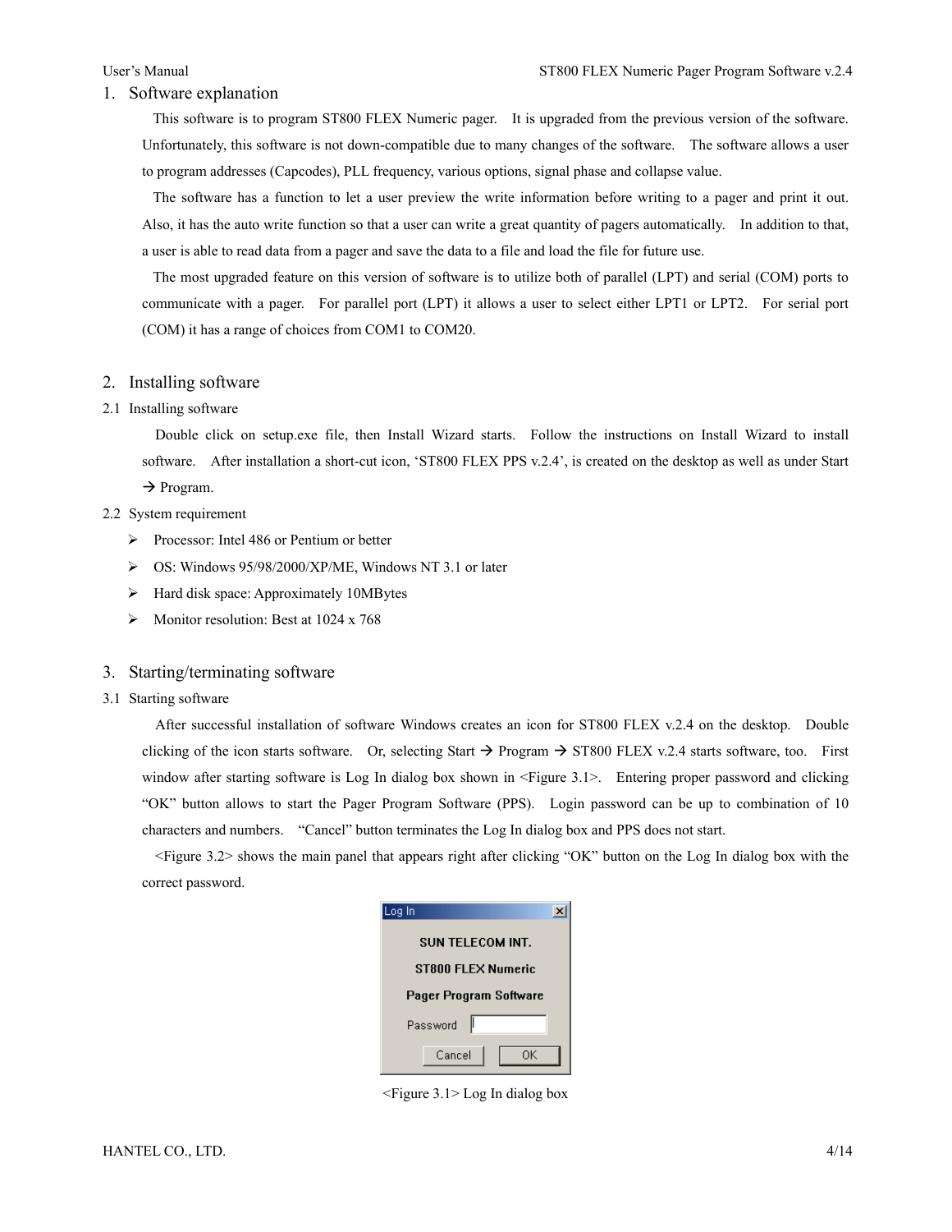## 1. Software explanation

This software is to program ST800 FLEX Numeric pager. It is upgraded from the previous version of the software. Unfortunately, this software is not down-compatible due to many changes of the software. The software allows a user to program addresses (Capcodes), PLL frequency, various options, signal phase and collapse value.

The software has a function to let a user preview the write information before writing to a pager and print it out. Also, it has the auto write function so that a user can write a great quantity of pagers automatically. In addition to that, a user is able to read data from a pager and save the data to a file and load the file for future use.

The most upgraded feature on this version of software is to utilize both of parallel (LPT) and serial (COM) ports to communicate with a pager. For parallel port (LPT) it allows a user to select either LPT1 or LPT2. For serial port (COM) it has a range of choices from COM1 to COM20.

## 2. Installing software

### 2.1 Installing software

Double click on setup.exe file, then Install Wizard starts. Follow the instructions on Install Wizard to install software. After installation a short-cut icon, 'ST800 FLEX PPS v.2.4', is created on the desktop as well as under Start → Program.

### 2.2 System requirement

- Processor: Intel 486 or Pentium or better
- OS: Windows 95/98/2000/XP/ME, Windows NT 3.1 or later
- Hard disk space: Approximately 10MBytes
- Monitor resolution: Best at 1024 x 768

## 3. Starting/terminating software

### 3.1 Starting software

After successful installation of software Windows creates an icon for ST800 FLEX v.2.4 on the desktop. Double clicking of the icon starts software. Or, selecting Start → Program → ST800 FLEX v.2.4 starts software, too. First window after starting software is Log In dialog box shown in <Figure 3.1>. Entering proper password and clicking "OK" button allows to start the Pager Program Software (PPS). Login password can be up to combination of 10 characters and numbers. "Cancel" button terminates the Log In dialog box and PPS does not start.

<Figure 3.2> shows the main panel that appears right after clicking "OK" button on the Log In dialog box with the correct password.

Log In

SUN TELECOM INT.

ST800 FLEX Numeric

Pager Program Software

Password

Cancel OK

<Figure 3.1> Log In dialog box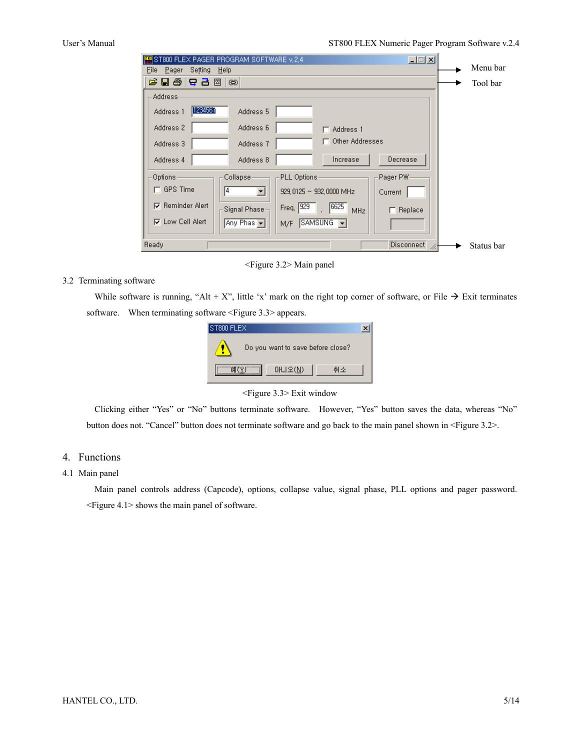<Figure 3.2> Main panel

## 3.2 Terminating software

While software is running, "Alt + X", little 'x' mark on the right top corner of software, or File → Exit terminates software. When terminating software <Figure 3.3> appears.

<Figure 3.3> Exit window

Clicking either "Yes" or "No" buttons terminate software. However, "Yes" button saves the data, whereas "No" button does not. "Cancel" button does not terminate software and go back to the main panel shown in <Figure 3.2>.

# 4. Functions

## 4.1 Main panel

Main panel controls address (Capcode), options, collapse value, signal phase, PLL options and pager password. <Figure 4.1> shows the main panel of software.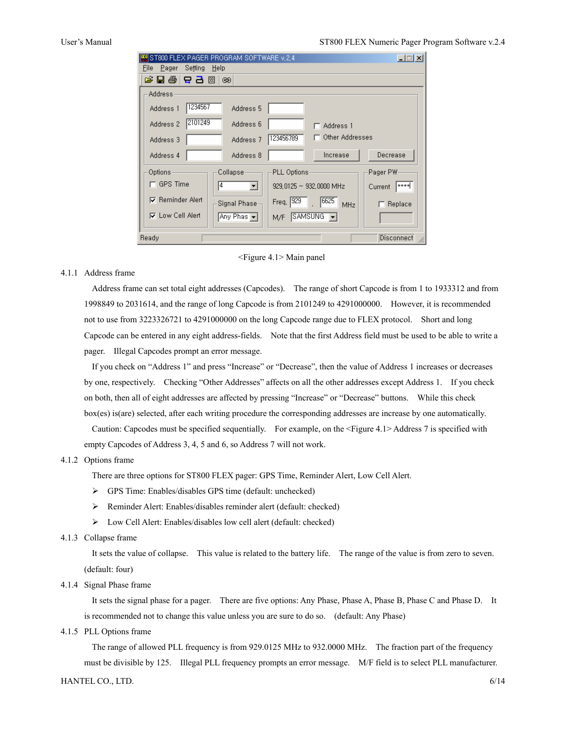<Figure 4.1> Main panel

### 4.1.1 Address frame

Address frame can set total eight addresses (Capcodes). The range of short Capcode is from 1 to 1933312 and from 1998849 to 2031614, and the range of long Capcode is from 2101249 to 4291000000. However, it is recommended not to use from 3223326721 to 4291000000 on the long Capcode range due to FLEX protocol. Short and long Capcode can be entered in any eight address-fields. Note that the first Address field must be used to be able to write a pager. Illegal Capcodes prompt an error message.

If you check on "Address 1" and press "Increase" or "Decrease", then the value of Address 1 increases or decreases by one, respectively. Checking "Other Addresses" affects on all the other addresses except Address 1. If you check on both, then all of eight addresses are affected by pressing "Increase" or "Decrease" buttons. While this check box(es) is(are) selected, after each writing procedure the corresponding addresses are increase by one automatically.

Caution: Capcodes must be specified sequentially. For example, on the <Figure 4.1> Address 7 is specified with empty Capcodes of Address 3, 4, 5 and 6, so Address 7 will not work.

### 4.1.2 Options frame

There are three options for ST800 FLEX pager: GPS Time, Reminder Alert, Low Cell Alert.

- GPS Time: Enables/disables GPS time (default: unchecked)
- Reminder Alert: Enables/disables reminder alert (default: checked)
- Low Cell Alert: Enables/disables low cell alert (default: checked)

### 4.1.3 Collapse frame

It sets the value of collapse. This value is related to the battery life. The range of the value is from zero to seven. (default: four)

### 4.1.4 Signal Phase frame

It sets the signal phase for a pager. There are five options: Any Phase, Phase A, Phase B, Phase C and Phase D. It is recommended not to change this value unless you are sure to do so. (default: Any Phase)

### 4.1.5 PLL Options frame

The range of allowed PLL frequency is from 929.0125 MHz to 932.0000 MHz. The fraction part of the frequency must be divisible by 125. Illegal PLL frequency prompts an error message. M/F field is to select PLL manufacturer.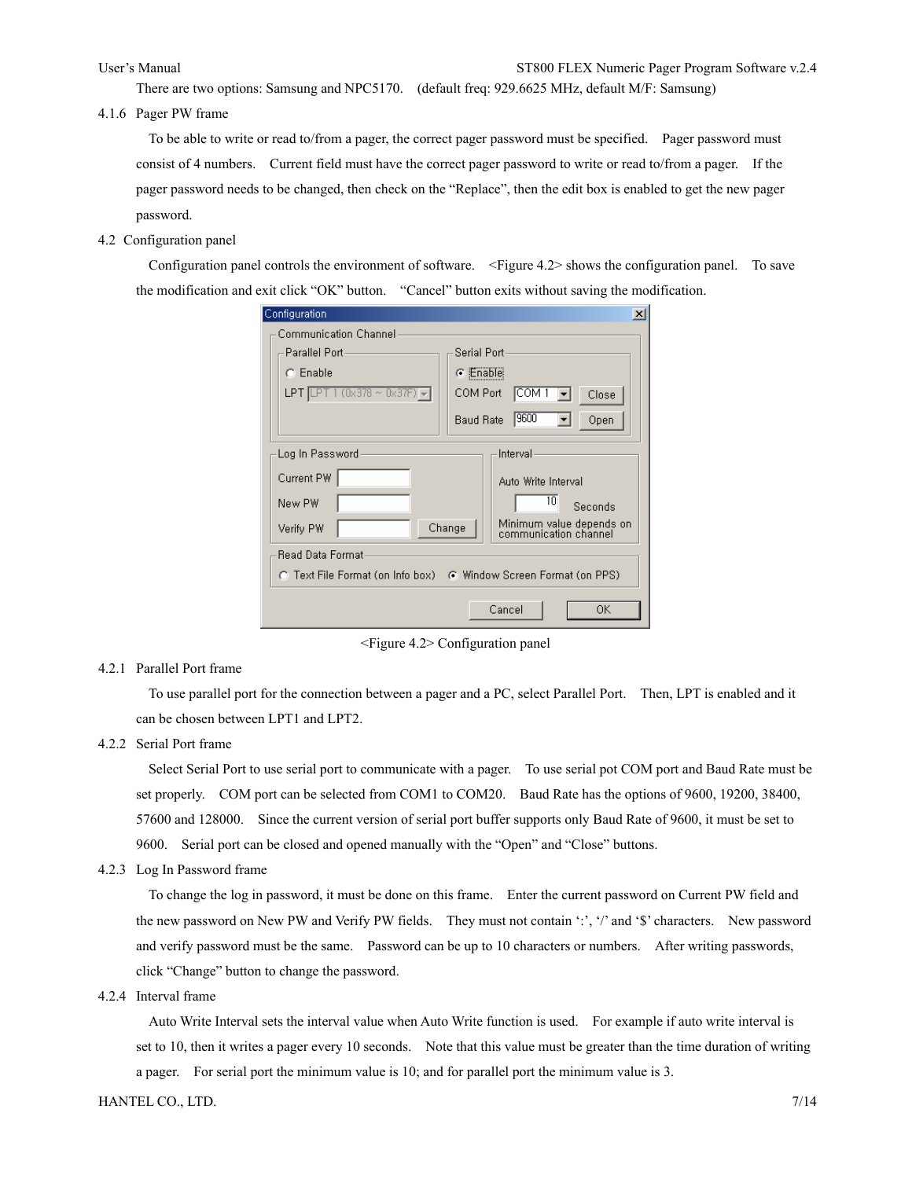There are two options: Samsung and NPC5170. (default freq: 929.6625 MHz, default M/F: Samsung)

### 4.1.6 Pager PW frame

To be able to write or read to/from a pager, the correct pager password must be specified. Pager password must consist of 4 numbers. Current field must have the correct pager password to write or read to/from a pager. If the pager password needs to be changed, then check on the "Replace", then the edit box is enabled to get the new pager password.

## 4.2 Configuration panel

Configuration panel controls the environment of software. <Figure 4.2> shows the configuration panel. To save the modification and exit click "OK" button. "Cancel" button exits without saving the modification.

<Figure 4.2> Configuration panel

### 4.2.1 Parallel Port frame

To use parallel port for the connection between a pager and a PC, select Parallel Port. Then, LPT is enabled and it can be chosen between LPT1 and LPT2.

### 4.2.2 Serial Port frame

Select Serial Port to use serial port to communicate with a pager. To use serial pot COM port and Baud Rate must be set properly. COM port can be selected from COM1 to COM20. Baud Rate has the options of 9600, 19200, 38400, 57600 and 128000. Since the current version of serial port buffer supports only Baud Rate of 9600, it must be set to 9600. Serial port can be closed and opened manually with the "Open" and "Close" buttons.

### 4.2.3 Log In Password frame

To change the log in password, it must be done on this frame. Enter the current password on Current PW field and the new password on New PW and Verify PW fields. They must not contain ':', '/' and '$' characters. New password and verify password must be the same. Password can be up to 10 characters or numbers. After writing passwords, click "Change" button to change the password.

### 4.2.4 Interval frame

Auto Write Interval sets the interval value when Auto Write function is used. For example if auto write interval is set to 10, then it writes a pager every 10 seconds. Note that this value must be greater than the time duration of writing a pager. For serial port the minimum value is 10; and for parallel port the minimum value is 3.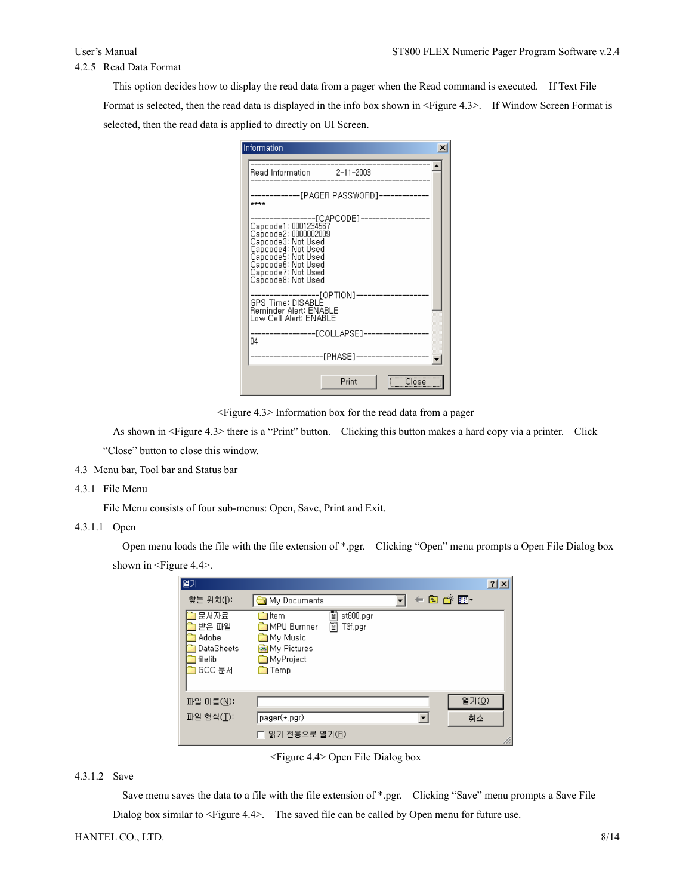### 4.2.5 Read Data Format

This option decides how to display the read data from a pager when the Read command is executed. If Text File Format is selected, then the read data is displayed in the info box shown in <Figure 4.3>. If Window Screen Format is selected, then the read data is applied to directly on UI Screen.

<Figure 4.3> Information box for the read data from a pager

As shown in <Figure 4.3> there is a "Print" button. Clicking this button makes a hard copy via a printer. Click "Close" button to close this window.

## 4.3 Menu bar, Tool bar and Status bar

### 4.3.1 File Menu

File Menu consists of four sub-menus: Open, Save, Print and Exit.

#### 4.3.1.1 Open

Open menu loads the file with the file extension of *.pgr. Clicking "Open" menu prompts a Open File Dialog box shown in <Figure 4.4>.

<Figure 4.4> Open File Dialog box

#### 4.3.1.2 Save

Save menu saves the data to a file with the file extension of *.pgr. Clicking "Save" menu prompts a Save File Dialog box similar to <Figure 4.4>. The saved file can be called by Open menu for future use.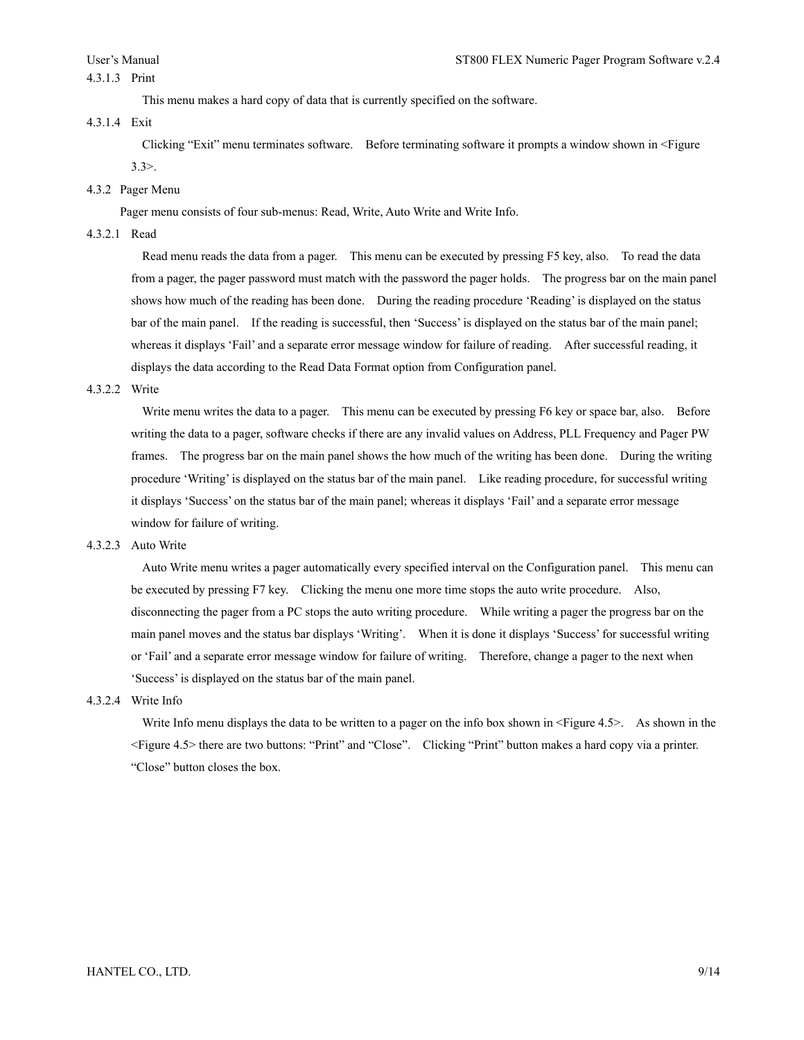#### 4.3.1.3 Print

This menu makes a hard copy of data that is currently specified on the software.

#### 4.3.1.4 Exit

Clicking "Exit" menu terminates software. Before terminating software it prompts a window shown in <Figure 3.3>.

### 4.3.2 Pager Menu

Pager menu consists of four sub-menus: Read, Write, Auto Write and Write Info.

#### 4.3.2.1 Read

Read menu reads the data from a pager. This menu can be executed by pressing F5 key, also. To read the data from a pager, the pager password must match with the password the pager holds. The progress bar on the main panel shows how much of the reading has been done. During the reading procedure 'Reading' is displayed on the status bar of the main panel. If the reading is successful, then 'Success' is displayed on the status bar of the main panel; whereas it displays 'Fail' and a separate error message window for failure of reading. After successful reading, it displays the data according to the Read Data Format option from Configuration panel.

#### 4.3.2.2 Write

Write menu writes the data to a pager. This menu can be executed by pressing F6 key or space bar, also. Before writing the data to a pager, software checks if there are any invalid values on Address, PLL Frequency and Pager PW frames. The progress bar on the main panel shows the how much of the writing has been done. During the writing procedure 'Writing' is displayed on the status bar of the main panel. Like reading procedure, for successful writing it displays 'Success' on the status bar of the main panel; whereas it displays 'Fail' and a separate error message window for failure of writing.

#### 4.3.2.3 Auto Write

Auto Write menu writes a pager automatically every specified interval on the Configuration panel. This menu can be executed by pressing F7 key. Clicking the menu one more time stops the auto write procedure. Also, disconnecting the pager from a PC stops the auto writing procedure. While writing a pager the progress bar on the main panel moves and the status bar displays 'Writing'. When it is done it displays 'Success' for successful writing or 'Fail' and a separate error message window for failure of writing. Therefore, change a pager to the next when 'Success' is displayed on the status bar of the main panel.

#### 4.3.2.4 Write Info

Write Info menu displays the data to be written to a pager on the info box shown in <Figure 4.5>. As shown in the <Figure 4.5> there are two buttons: "Print" and "Close". Clicking "Print" button makes a hard copy via a printer. "Close" button closes the box.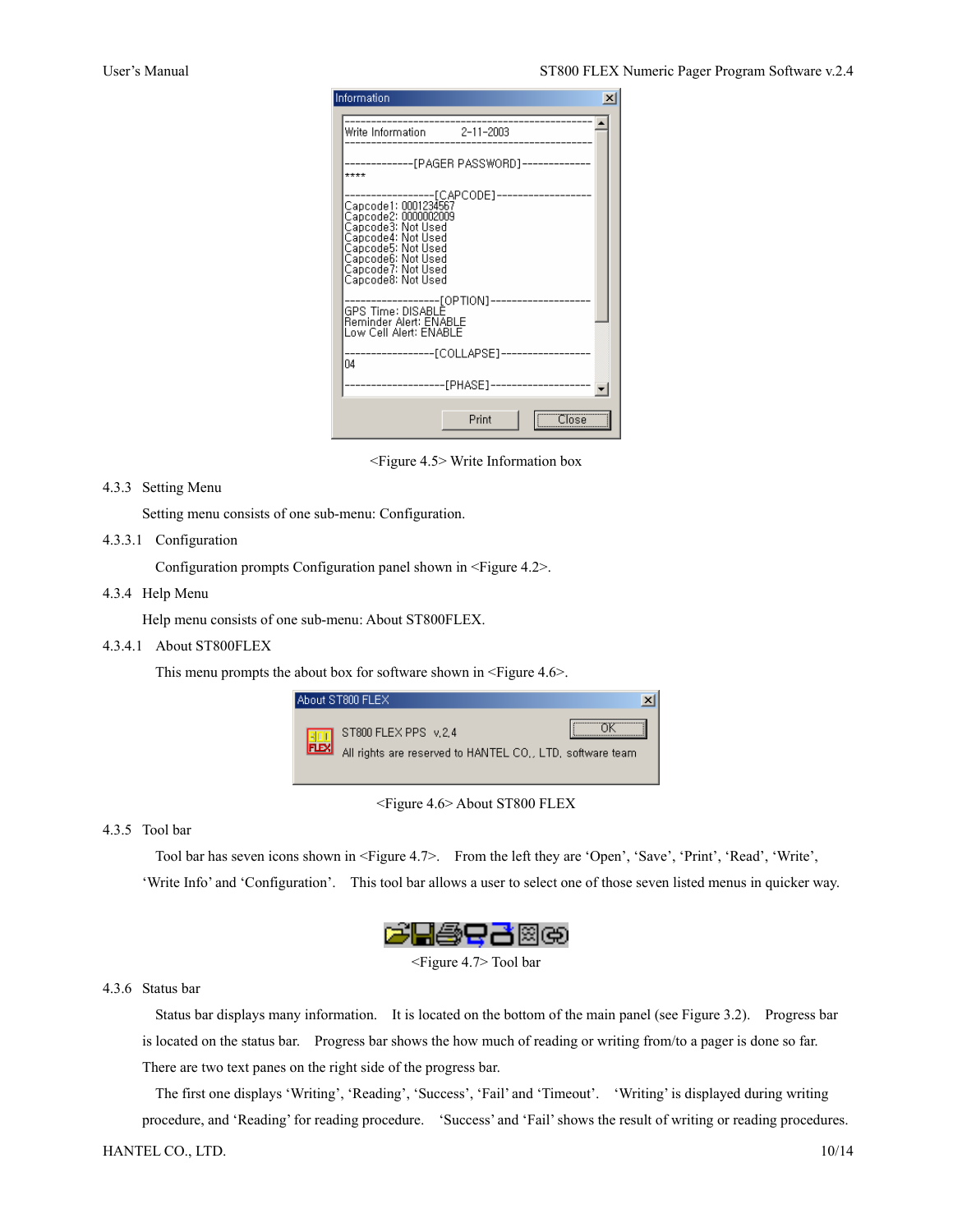<Figure 4.5> Write Information box

### 4.3.3 Setting Menu

Setting menu consists of one sub-menu: Configuration.

#### 4.3.3.1 Configuration

Configuration prompts Configuration panel shown in <Figure 4.2>.

### 4.3.4 Help Menu

Help menu consists of one sub-menu: About ST800FLEX.

#### 4.3.4.1 About ST800FLEX

This menu prompts the about box for software shown in <Figure 4.6>.

<Figure 4.6> About ST800 FLEX

### 4.3.5 Tool bar

Tool bar has seven icons shown in <Figure 4.7>. From the left they are 'Open', 'Save', 'Print', 'Read', 'Write', 'Write Info' and 'Configuration'. This tool bar allows a user to select one of those seven listed menus in quicker way.

<Figure 4.7> Tool bar

### 4.3.6 Status bar

Status bar displays many information. It is located on the bottom of the main panel (see Figure 3.2). Progress bar is located on the status bar. Progress bar shows the how much of reading or writing from/to a pager is done so far. There are two text panes on the right side of the progress bar.

The first one displays 'Writing', 'Reading', 'Success', 'Fail' and 'Timeout'. 'Writing' is displayed during writing procedure, and 'Reading' for reading procedure. 'Success' and 'Fail' shows the result of writing or reading procedures.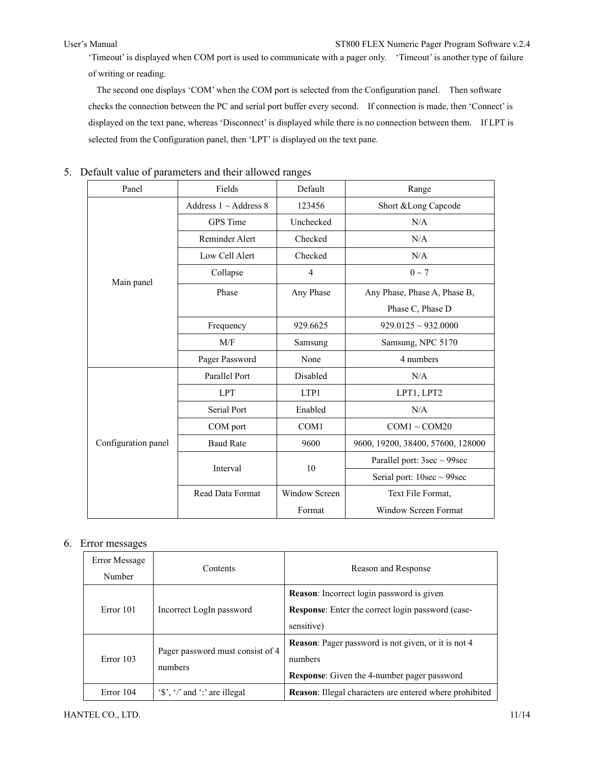'Timeout' is displayed when COM port is used to communicate with a pager only. 'Timeout' is another type of failure of writing or reading.

The second one displays 'COM' when the COM port is selected from the Configuration panel. Then software checks the connection between the PC and serial port buffer every second. If connection is made, then 'Connect' is displayed on the text pane, whereas 'Disconnect' is displayed while there is no connection between them. If LPT is selected from the Configuration panel, then 'LPT' is displayed on the text pane.

## 5. Default value of parameters and their allowed ranges

| Panel | Fields | Default | Range |
|---|---|---|---|
| Main panel | Address 1 ~ Address 8 | 123456 | Short &Long Capcode |
| | GPS Time | Unchecked | N/A |
| | Reminder Alert | Checked | N/A |
| | Low Cell Alert | Checked | N/A |
| | Collapse | 4 | 0 ~ 7 |
| | Phase | Any Phase | Any Phase, Phase A, Phase B, Phase C, Phase D |
| | Frequency | 929.6625 | 929.0125 ~ 932.0000 |
| | M/F | Samsung | Samsung, NPC 5170 |
| | Pager Password | None | 4 numbers |
| Configuration panel | Parallel Port | Disabled | N/A |
| | LPT | LTP1 | LPT1, LPT2 |
| | Serial Port | Enabled | N/A |
| | COM port | COM1 | COM1 ~ COM20 |
| | Baud Rate | 9600 | 9600, 19200, 38400, 57600, 128000 |
| | Interval | 10 | Parallel port: 3sec ~ 99sec |
| | | | Serial port: 10sec ~ 99sec |
| | Read Data Format | Window Screen Format | Text File Format, Window Screen Format |

## 6. Error messages

| Error Message Number | Contents | Reason and Response |
|---|---|---|
| Error 101 | Incorrect LogIn password | **Reason**: Incorrect login password is given<br>**Response**: Enter the correct login password (case-sensitive) |
| Error 103 | Pager password must consist of 4 numbers | **Reason**: Pager password is not given, or it is not 4 numbers<br>**Response**: Given the 4-number pager password |
| Error 104 | '$', '/' and ':' are illegal | **Reason**: Illegal characters are entered where prohibited |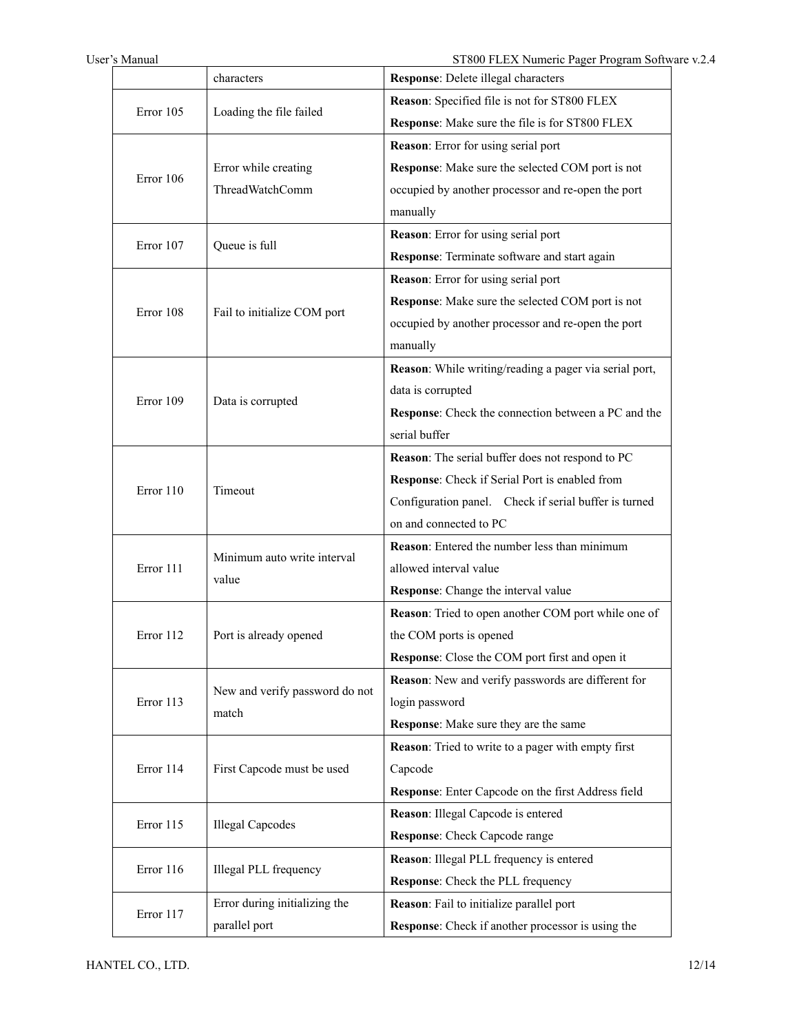| | | |
|---|---|---|
| | characters | **Response**: Delete illegal characters |
| Error 105 | Loading the file failed | **Reason**: Specified file is not for ST800 FLEX<br>**Response**: Make sure the file is for ST800 FLEX |
| Error 106 | Error while creating ThreadWatchComm | **Reason**: Error for using serial port<br>**Response**: Make sure the selected COM port is not occupied by another processor and re-open the port manually |
| Error 107 | Queue is full | **Reason**: Error for using serial port<br>**Response**: Terminate software and start again |
| Error 108 | Fail to initialize COM port | **Reason**: Error for using serial port<br>**Response**: Make sure the selected COM port is not occupied by another processor and re-open the port manually |
| Error 109 | Data is corrupted | **Reason**: While writing/reading a pager via serial port, data is corrupted<br>**Response**: Check the connection between a PC and the serial buffer |
| Error 110 | Timeout | **Reason**: The serial buffer does not respond to PC<br>**Response**: Check if Serial Port is enabled from Configuration panel. Check if serial buffer is turned on and connected to PC |
| Error 111 | Minimum auto write interval value | **Reason**: Entered the number less than minimum allowed interval value<br>**Response**: Change the interval value |
| Error 112 | Port is already opened | **Reason**: Tried to open another COM port while one of the COM ports is opened<br>**Response**: Close the COM port first and open it |
| Error 113 | New and verify password do not match | **Reason**: New and verify passwords are different for login password<br>**Response**: Make sure they are the same |
| Error 114 | First Capcode must be used | **Reason**: Tried to write to a pager with empty first Capcode<br>**Response**: Enter Capcode on the first Address field |
| Error 115 | Illegal Capcodes | **Reason**: Illegal Capcode is entered<br>**Response**: Check Capcode range |
| Error 116 | Illegal PLL frequency | **Reason**: Illegal PLL frequency is entered<br>**Response**: Check the PLL frequency |
| Error 117 | Error during initializing the parallel port | **Reason**: Fail to initialize parallel port<br>**Response**: Check if another processor is using the |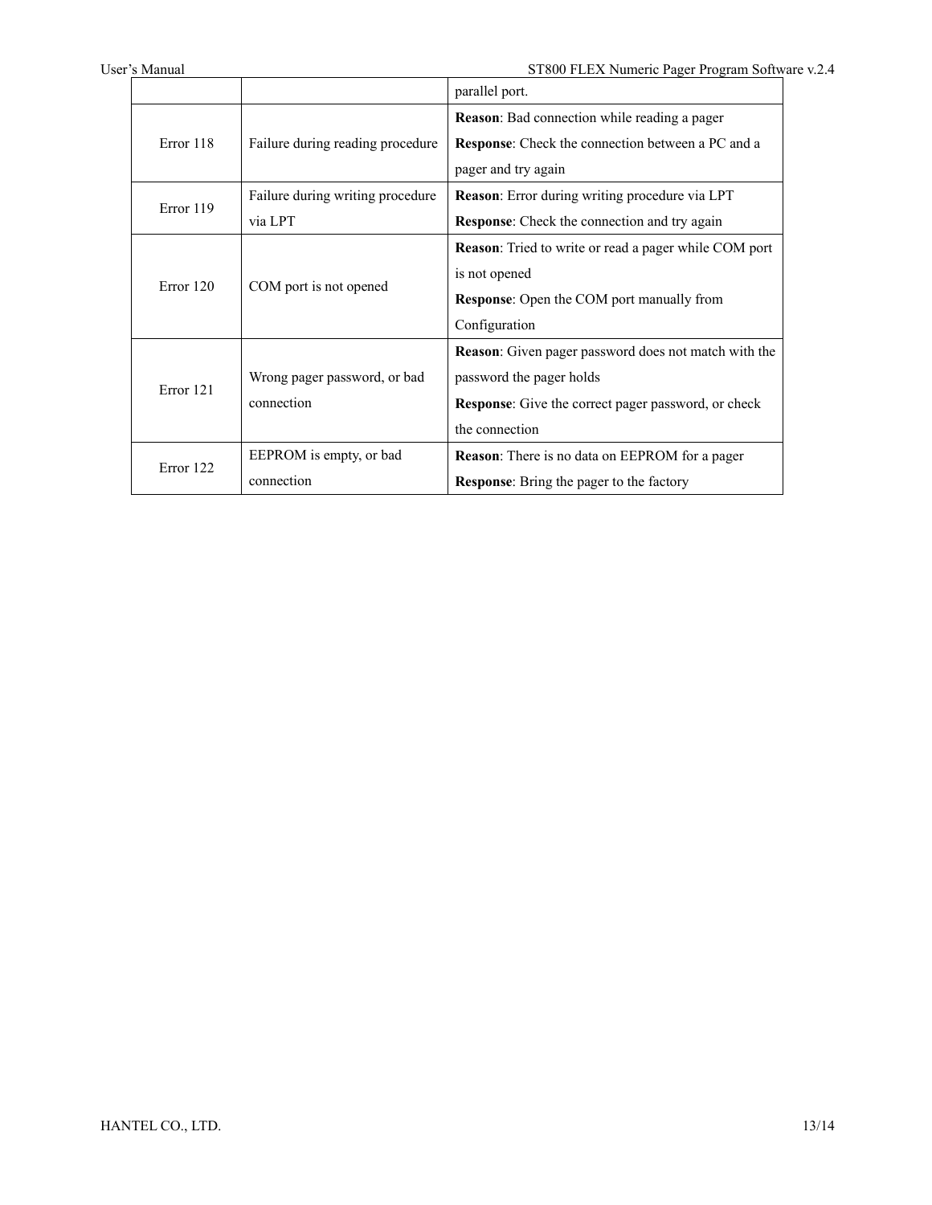| | | |
|---|---|---|
| | | parallel port. |
| Error 118 | Failure during reading procedure | **Reason**: Bad connection while reading a pager<br>**Response**: Check the connection between a PC and a pager and try again |
| Error 119 | Failure during writing procedure via LPT | **Reason**: Error during writing procedure via LPT<br>**Response**: Check the connection and try again |
| Error 120 | COM port is not opened | **Reason**: Tried to write or read a pager while COM port is not opened<br>**Response**: Open the COM port manually from Configuration |
| Error 121 | Wrong pager password, or bad connection | **Reason**: Given pager password does not match with the password the pager holds<br>**Response**: Give the correct pager password, or check the connection |
| Error 122 | EEPROM is empty, or bad connection | **Reason**: There is no data on EEPROM for a pager<br>**Response**: Bring the pager to the factory |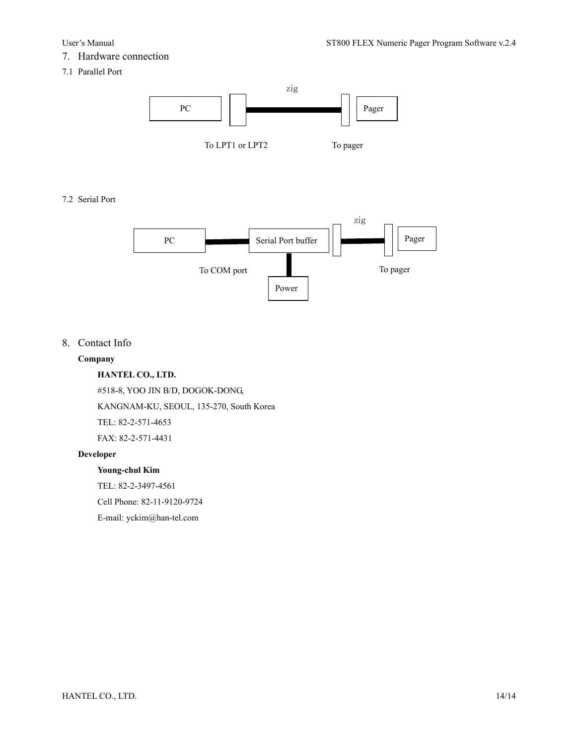# 7. Hardware connection

## 7.1 Parallel Port

zig

PC

Pager

To LPT1 or LPT2

To pager

## 7.2 Serial Port

zig

PC

Serial Port buffer

Pager

To COM port

To pager

Power

# 8. Contact Info

**Company**

**HANTEL CO., LTD.**

#518-8, YOO JIN B/D, DOGOK-DONG,

KANGNAM-KU, SEOUL, 135-270, South Korea

TEL: 82-2-571-4653

FAX: 82-2-571-4431

**Developer**

**Young-chul Kim**

TEL: 82-2-3497-4561

Cell Phone: 82-11-9120-9724

E-mail: yckim@han-tel.com